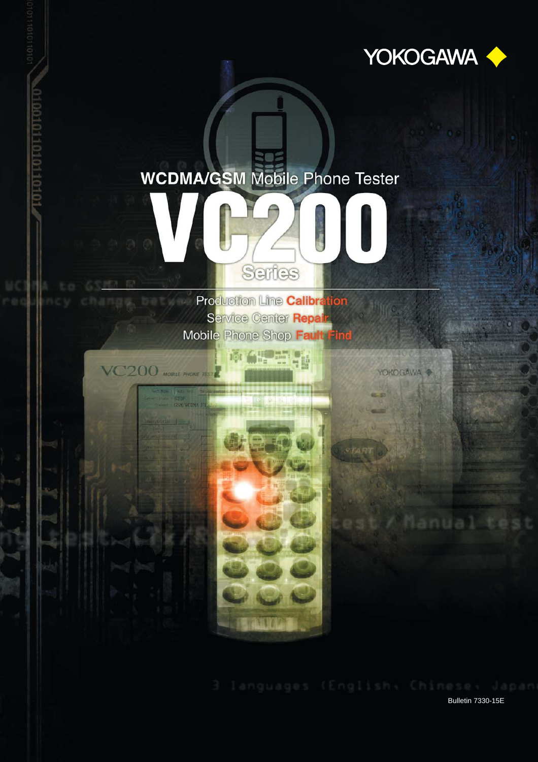YOKOGAWA

# WCDMA/GSM Mobile Phone Tester

# VC200 Series

Production Line **Calibration**

Service Center **Repair**

Mobile Phone Shop **Fault Find**

Bulletin 7330-15E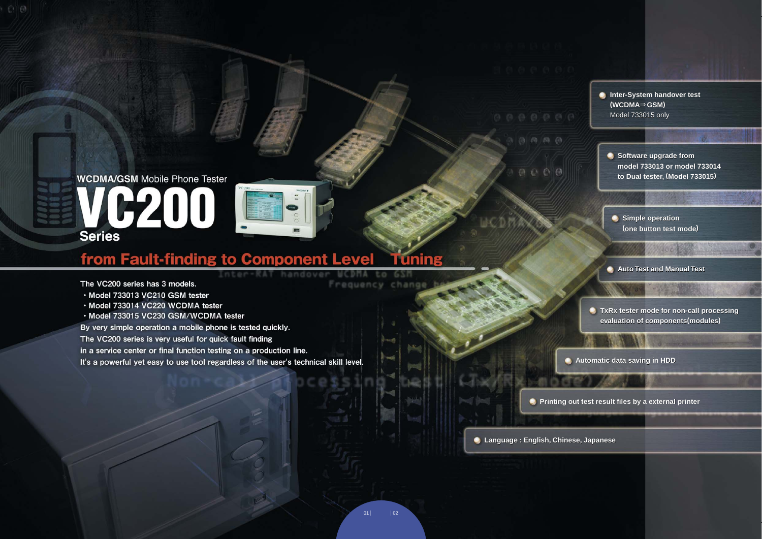**WCDMA/GSM** Mobile Phone Tester

# VC200 Series

## from Fault-finding to Component Level Tuning

The VC200 series has 3 models.

- Model 733013 VC210 GSM tester
- Model 733014 VC220 WCDMA tester
- Model 733015 VC230 GSM/WCDMA tester

By very simple operation a mobile phone is tested quickly.
The VC200 series is very useful for quick fault finding in a service center or final function testing on a production line.
It's a powerful yet easy to use tool regardless of the user's technical skill level.

- Inter-System handover test (WCDMA⇒GSM)
  Model 733015 only
- Software upgrade from model 733013 or model 733014 to Dual tester, (Model 733015)
- Simple operation (one button test mode)
- Auto Test and Manual Test
- TxRx tester mode for non-call processing evaluation of components(modules)
- Automatic data saving in HDD
- Printing out test result files by a external printer
- Language : English, Chinese, Japanese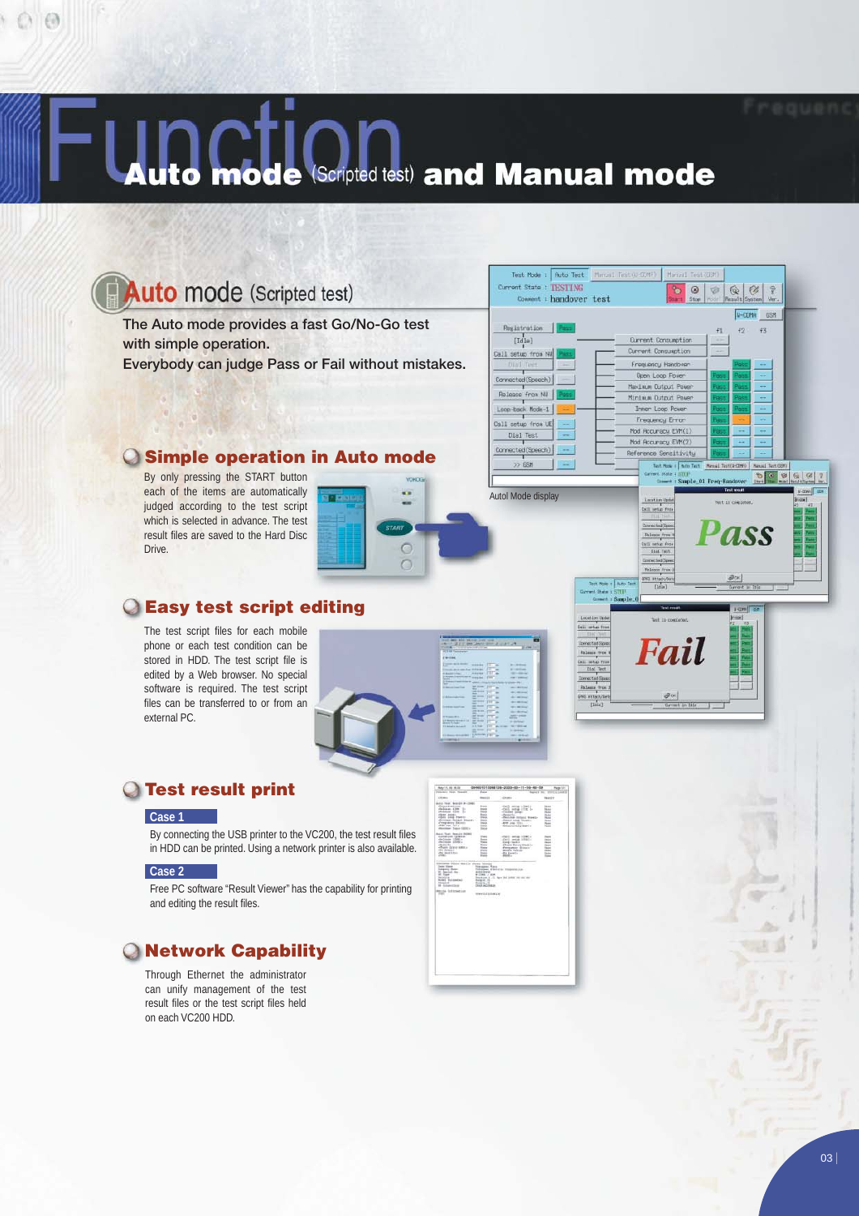# Auto mode (Scripted test) and Manual mode

## Auto mode (Scripted test)

The Auto mode provides a fast Go/No-Go test with simple operation.
Everybody can judge Pass or Fail without mistakes.

Autol Mode display

### Simple operation in Auto mode

By only pressing the START button each of the items are automatically judged according to the test script which is selected in advance. The test result files are saved to the Hard Disc Drive.

### Easy test script editing

The test script files for each mobile phone or each test condition can be stored in HDD. The test script file is edited by a Web browser. No special software is required. The test script files can be transferred to or from an external PC.

### Test result print

**Case 1**

By connecting the USB printer to the VC200, the test result files in HDD can be printed. Using a network printer is also available.

**Case 2**

Free PC software "Result Viewer" has the capability for printing and editing the result files.

### Network Capability

Through Ethernet the administrator can unify management of the test result files or the test script files held on each VC200 HDD.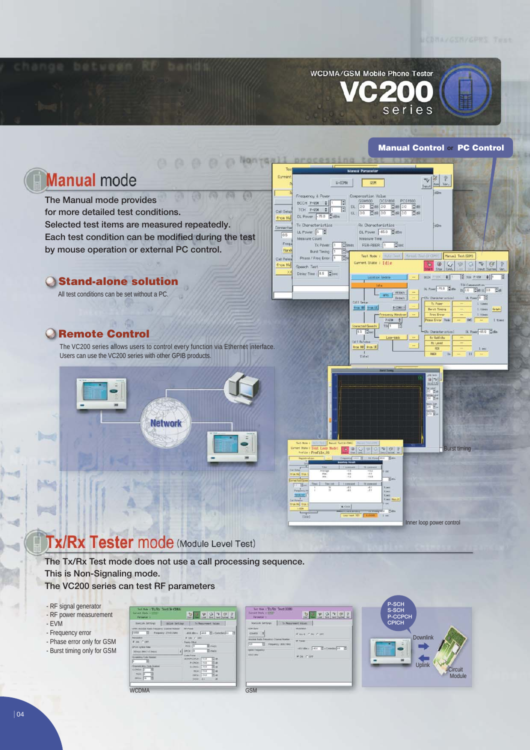WCDMA/GSM Mobile Phone Tester

# VC200 series

**Manual Control** or **PC Control**

## Manual mode

The Manual mode provides for more detailed test conditions.
Selected test items are measured repeatedly.
Each test condition can be modified during the test by mouse operation or external PC control.

### Stand-alone solution

All test conditions can be set without a PC.

### Remote Control

The VC200 series allows users to control every function via Ethernet interface.
Users can use the VC200 series with other GPIB products.

Network

Burst timing

Inner loop power control

## Tx/Rx Tester mode (Module Level Test)

The Tx/Rx Test mode does not use a call processing sequence.
This is Non-Signaling mode.
The VC200 series can test RF parameters

- RF signal generator
- RF power measurement
- EVM
- Frequency error
- Phase error only for GSM
- Burst timing only for GSM

WCDMA

GSM

P-SCH
S-SCH
P-CCPCH
CPICH

Downlink

Uplink

Circuit Module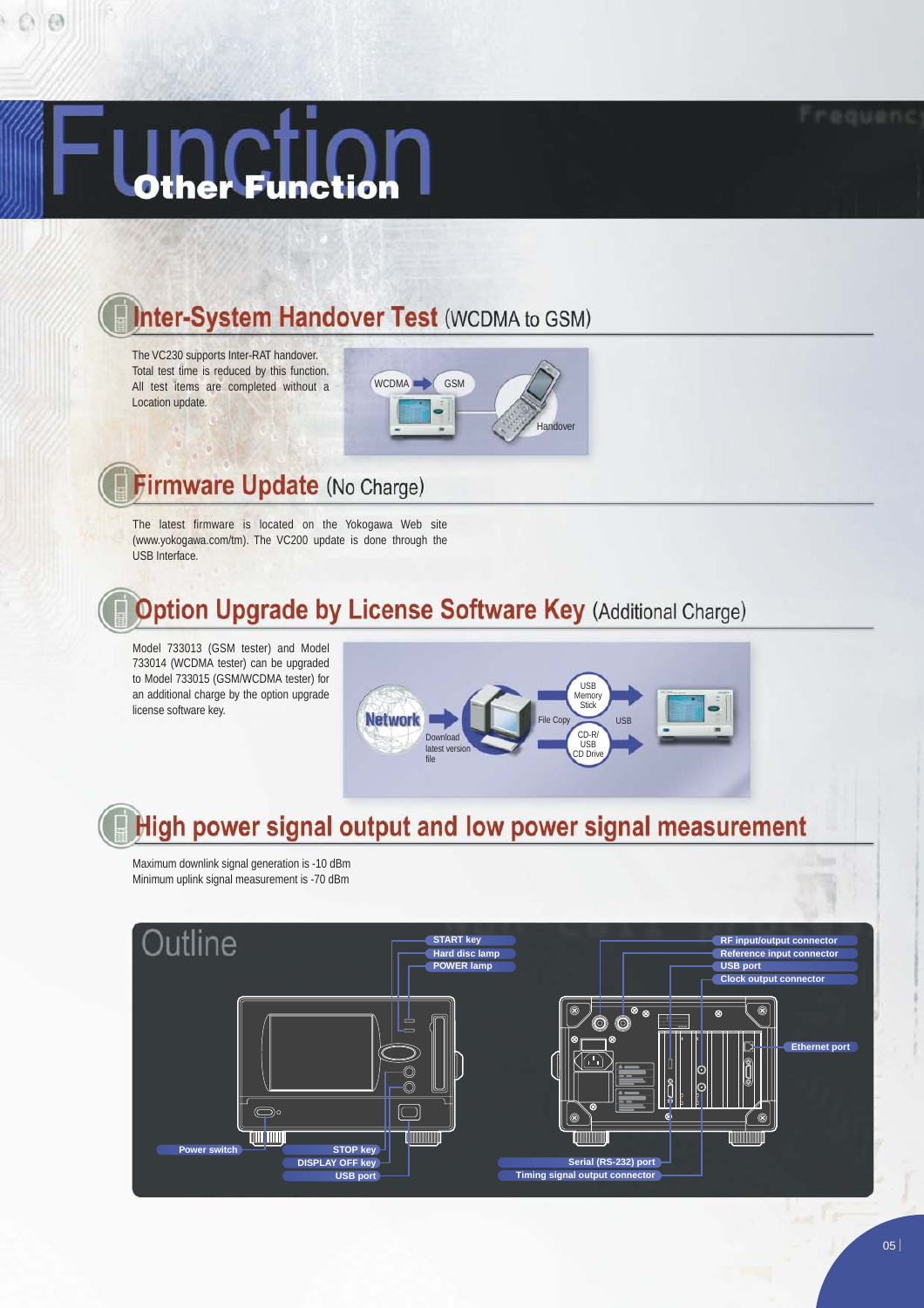# Function

## Other Function

### Inter-System Handover Test (WCDMA to GSM)

The VC230 supports Inter-RAT handover. Total test time is reduced by this function. All test items are completed without a Location update.

WCDMA → GSM
Handover

### Firmware Update (No Charge)

The latest firmware is located on the Yokogawa Web site (www.yokogawa.com/tm). The VC200 update is done through the USB Interface.

### Option Upgrade by License Software Key (Additional Charge)

Model 733013 (GSM tester) and Model 733014 (WCDMA tester) can be upgraded to Model 733015 (GSM/WCDMA tester) for an additional charge by the option upgrade license software key.

Network → Download latest version file → File Copy → USB Memory Stick / CD-R/ USB CD Drive → USB

### High power signal output and low power signal measurement

Maximum downlink signal generation is -10 dBm
Minimum uplink signal measurement is -70 dBm

## Outline

- START key
- Hard disc lamp
- POWER lamp
- Power switch
- STOP key
- DISPLAY OFF key
- USB port
- RF input/output connector
- Reference input connector
- USB port
- Clock output connector
- Ethernet port
- Serial (RS-232) port
- Timing signal output connector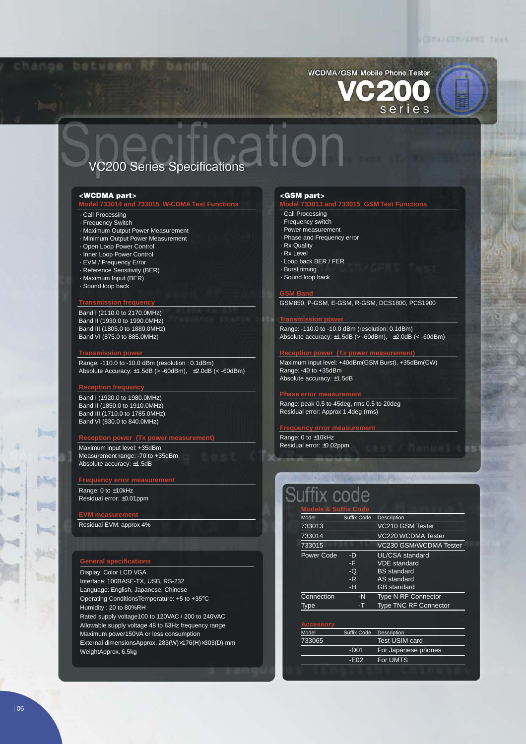WCDMA/GSM Mobile Phone Tester

# VC200 series

# Specification

## VC200 Series Specifications

### <WCDMA part>

**Model 733014 and 733015 W-CDMA Test Functions**

- Call Processing
- Frequency Switch
- Maximum Output Power Measurement
- Minimum Output Power Measurement
- Open Loop Power Control
- Inner Loop Power Control
- EVM / Frequency Error
- Reference Sensitivity (BER)
- Maximum Input (BER)
- Sound loop back

**Transmission frequency**

Band I (2110.0 to 2170.0MHz)
Band II (1930.0 to 1990.0MHz)
Band III (1805.0 to 1880.0MHz)
Band VI (875.0 to 885.0MHz)

**Transmission power**

Range: -110.0 to -10.0 dBm (resolution : 0.1dBm)
Absolute Accuracy: ±1.5dB (> -60dBm), ±2.0dB (< -60dBm)

**Reception frequency**

Band I (1920.0 to 1980.0MHz)
Band II (1850.0 to 1910.0MHz)
Band III (1710.0 to 1785.0MHz)
Band VI (830.0 to 840.0MHz)

**Reception power (Tx power measurement)**

Maximum input level: +35dBm
Measurement range: -70 to +35dBm
Absolute accuracy: ±1.5dB

**Frequency error measurement**

Range: 0 to ±10kHz
Residual error: ±0.01ppm

**EVM measurement**

Residual EVM: approx 4%

**General specifications**

Display: Color LCD VGA
Interface: 100BASE-TX, USB, RS-232
Language: English, Japanese, Chinese
Operating ConditionsTemperature: +5 to +35°C
Humidity : 20 to 80%RH
Rated supply voltage100 to 120VAC / 200 to 240VAC
Allowable supply voltage 48 to 63Hz frequency range
Maximum power150VA or less consumption
External dimensionsApprox. 283(W)×176(H)×303(D) mm
WeightApprox. 6.5kg

### <GSM part>

**Model 733013 and 733015 GSM Test Functions**

- Call Processing
- Frequency switch
- Power measurement
- Phase and Frequency error
- Rx Quality
- Rx Level
- Loop back BER / FER
- Burst timing
- Sound loop back

**GSM Band**

GSM850, P-GSM, E-GSM, R-GSM, DCS1800, PCS1900

**Transmission power**

Range: -110.0 to -10.0 dBm (resolution: 0.1dBm)
Absolute accuracy: ±1.5dB (> -60dBm), ±2.0dB (< -60dBm)

**Reception power (Tx power measurement)**

Maximum input level: +40dBm(GSM Burst), +35dBm(CW)
Range: -40 to +35dBm
Absolute accuracy: ±1.5dB

**Phase error measurement**

Range: peak 0.5 to 45deg, rms 0.5 to 20deg
Residual error: Approx 1.4deg (rms)

**Frequency error measurement**

Range: 0 to ±10kHz
Residual error: ±0.02ppm

## Suffix code

**Models & Suffix Code**

| Model | Suffix Code | Description |
|---|---|---|
| 733013 | | VC210 GSM Tester |
| 733014 | | VC220 WCDMA Tester |
| 733015 | | VC230 GSM/WCDMA Tester |
| Power Code | -D | UL/CSA standard |
| | -F | VDE standard |
| | -Q | BS standard |
| | -R | AS standard |
| | -H | GB standard |
| Connection | -N | Type N RF Connector |
| Type | -T | Type TNC RF Connector |

**Accessory**

| Model | Suffix Code | Description |
|---|---|---|
| 733065 | | Test USIM card |
| | -D01 | For Japanese phones |
| | -E02 | For UMTS |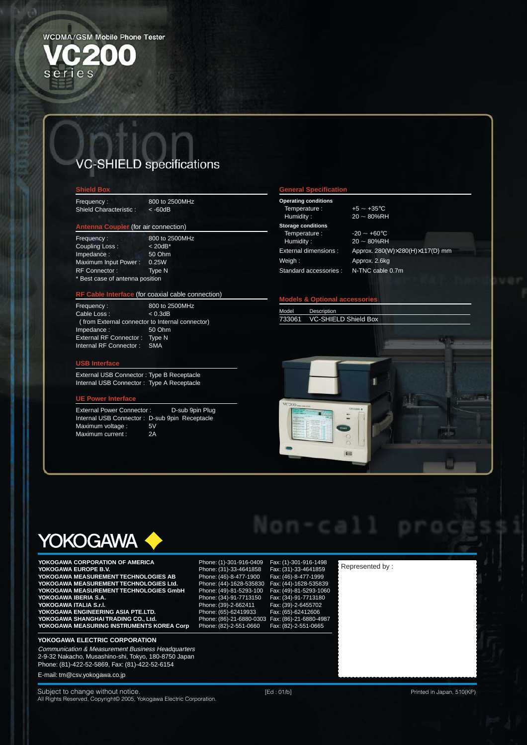WCDMA/GSM Mobile Phone Tester

# VC200 series

## Option

## VC-SHIELD specifications

### Shield Box

| | |
|---|---|
| Frequency : | 800 to 2500MHz |
| Shield Characteristic : | < -60dB |

### Antenna Coupler (for air connection)

| | |
|---|---|
| Frequency : | 800 to 2500MHz |
| Coupling Loss : | < 20dB* |
| Impedance : | 50 Ohm |
| Maximum Input Power : | 0.25W |
| RF Connector : | Type N |

* Best case of antenna position

### RF Cable Interface (for coaxial cable connection)

| | |
|---|---|
| Frequency : | 800 to 2500MHz |
| Cable Loss : | < 0.3dB |
| (from External connector to Internal connector) | |
| Impedance : | 50 Ohm |
| External RF Connector : | Type N |
| Internal RF Connector : | SMA |

### USB Interface

| | |
|---|---|
| External USB Connector : | Type B Receptacle |
| Internal USB Connector : | Type A Receptacle |

### UE Power Interface

| | |
|---|---|
| External Power Connector : | D-sub 9pin Plug |
| Internal USB Connector : | D-sub 9pin Receptacle |
| Maximum voltage : | 5V |
| Maximum current : | 2A |

### General Specification

**Operating conditions**

| | |
|---|---|
| Temperature : | +5 ~ +35℃ |
| Humidity : | 20 ~ 80%RH |

**Storage conditions**

| | |
|---|---|
| Temperature : | -20 ~ +60℃ |
| Humidity : | 20 ~ 80%RH |
| External dimensions : | Approx. 280(W)×280(H)×117(D) mm |
| Weigh : | Approx. 2.6kg |
| Standard accessories : | N-TNC cable 0.7m |

### Models & Optional accessories

| Model | Description |
|---|---|
| 733061 | VC-SHIELD Shield Box |

**YOKOGAWA**

| | Phone | Fax |
|---|---|---|
| **YOKOGAWA CORPORATION OF AMERICA** | Phone: (1)-301-916-0409 | Fax: (1)-301-916-1498 |
| **YOKOGAWA EUROPE B.V.** | Phone: (31)-33-4641858 | Fax: (31)-33-4641859 |
| **YOKOGAWA MEASUREMENT TECHNOLOGIES AB** | Phone: (46)-8-477-1900 | Fax: (46)-8-477-1999 |
| **YOKOGAWA MEASUREMENT TECHNOLOGIES Ltd.** | Phone: (44)-1628-535830 | Fax: (44)-1628-535839 |
| **YOKOGAWA MEASUREMENT TECHNOLOGIES GmbH** | Phone: (49)-81-5293-100 | Fax: (49)-81-5293-1060 |
| **YOKOGAWA IBERIA S.A.** | Phone: (34)-91-7713150 | Fax: (34)-91-7713180 |
| **YOKOGAWA ITALIA S.r.l.** | Phone: (39)-2-662411 | Fax: (39)-2-6455702 |
| **YOKOGAWA ENGINEERING ASIA PTE.LTD.** | Phone: (65)-62419933 | Fax: (65)-62412606 |
| **YOKOGAWA SHANGHAI TRADING CO., Ltd.** | Phone: (86)-21-6880-0303 | Fax: (86)-21-6880-4987 |
| **YOKOGAWA MEASURING INSTRUMENTS KOREA Corp** | Phone: (82)-2-551-0660 | Fax: (82)-2-551-0665 |

**YOKOGAWA ELECTRIC CORPORATION**

*Communication & Measurement Business Headquarters*
2-9-32 Nakacho, Musashino-shi, Tokyo, 180-8750 Japan
Phone: (81)-422-52-5869, Fax: (81)-422-52-6154

E-mail: tm@csv.yokogawa.co.jp

Represented by :

Subject to change without notice.
All Rights Reserved, Copyright© 2005, Yokogawa Electric Corporation.

[Ed : 01/b]

Printed in Japan, 510(KP)